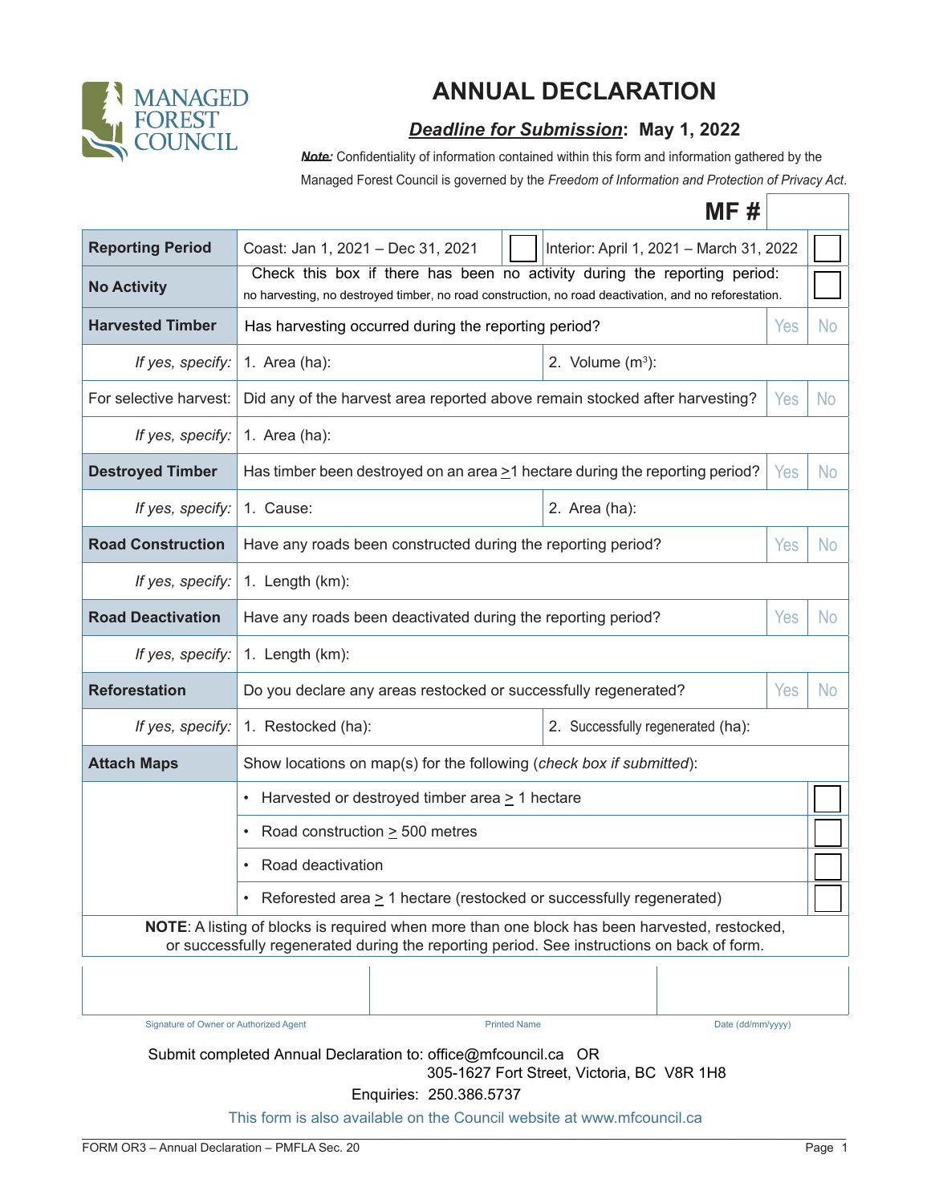MANAGED FOREST COUNCIL

# ANNUAL DECLARATION

***Deadline for Submission*: May 1, 2022**

***Note:*** Confidentiality of information contained within this form and information gathered by the Managed Forest Council is governed by the *Freedom of Information and Protection of Privacy Act*.

**MF #** ☐

| | | | | |
|---|---|---|---|---|
| **Reporting Period** | Coast: Jan 1, 2021 – Dec 31, 2021 ☐ | Interior: April 1, 2021 – March 31, 2022 ☐ | | |
| **No Activity** | Check this box if there has been no activity during the reporting period: no harvesting, no destroyed timber, no road construction, no road deactivation, and no reforestation. ☐ | | | |
| **Harvested Timber** | Has harvesting occurred during the reporting period? | | Yes | No |
| *If yes, specify:* | 1. Area (ha): | 2. Volume (m³): | | |
| For selective harvest: | Did any of the harvest area reported above remain stocked after harvesting? | | Yes | No |
| *If yes, specify:* | 1. Area (ha): | | | |
| **Destroyed Timber** | Has timber been destroyed on an area ≥1 hectare during the reporting period? | | Yes | No |
| *If yes, specify:* | 1. Cause: | 2. Area (ha): | | |
| **Road Construction** | Have any roads been constructed during the reporting period? | | Yes | No |
| *If yes, specify:* | 1. Length (km): | | | |
| **Road Deactivation** | Have any roads been deactivated during the reporting period? | | Yes | No |
| *If yes, specify:* | 1. Length (km): | | | |
| **Reforestation** | Do you declare any areas restocked or successfully regenerated? | | Yes | No |
| *If yes, specify:* | 1. Restocked (ha): | 2. Successfully regenerated (ha): | | |
| **Attach Maps** | Show locations on map(s) for the following (*check box if submitted*): | | | |
| | • Harvested or destroyed timber area ≥ 1 hectare | | | ☐ |
| | • Road construction ≥ 500 metres | | | ☐ |
| | • Road deactivation | | | ☐ |
| | • Reforested area ≥ 1 hectare (restocked or successfully regenerated) | | | ☐ |

**NOTE**: A listing of blocks is required when more than one block has been harvested, restocked, or successfully regenerated during the reporting period. See instructions on back of form.

| | | |
|---|---|---|
| | | |
| Signature of Owner or Authorized Agent | Printed Name | Date (dd/mm/yyyy) |

Submit completed Annual Declaration to: office@mfcouncil.ca OR
305-1627 Fort Street, Victoria, BC V8R 1H8

Enquiries: 250.386.5737

This form is also available on the Council website at www.mfcouncil.ca

FORM OR3 – Annual Declaration – PMFLA Sec. 20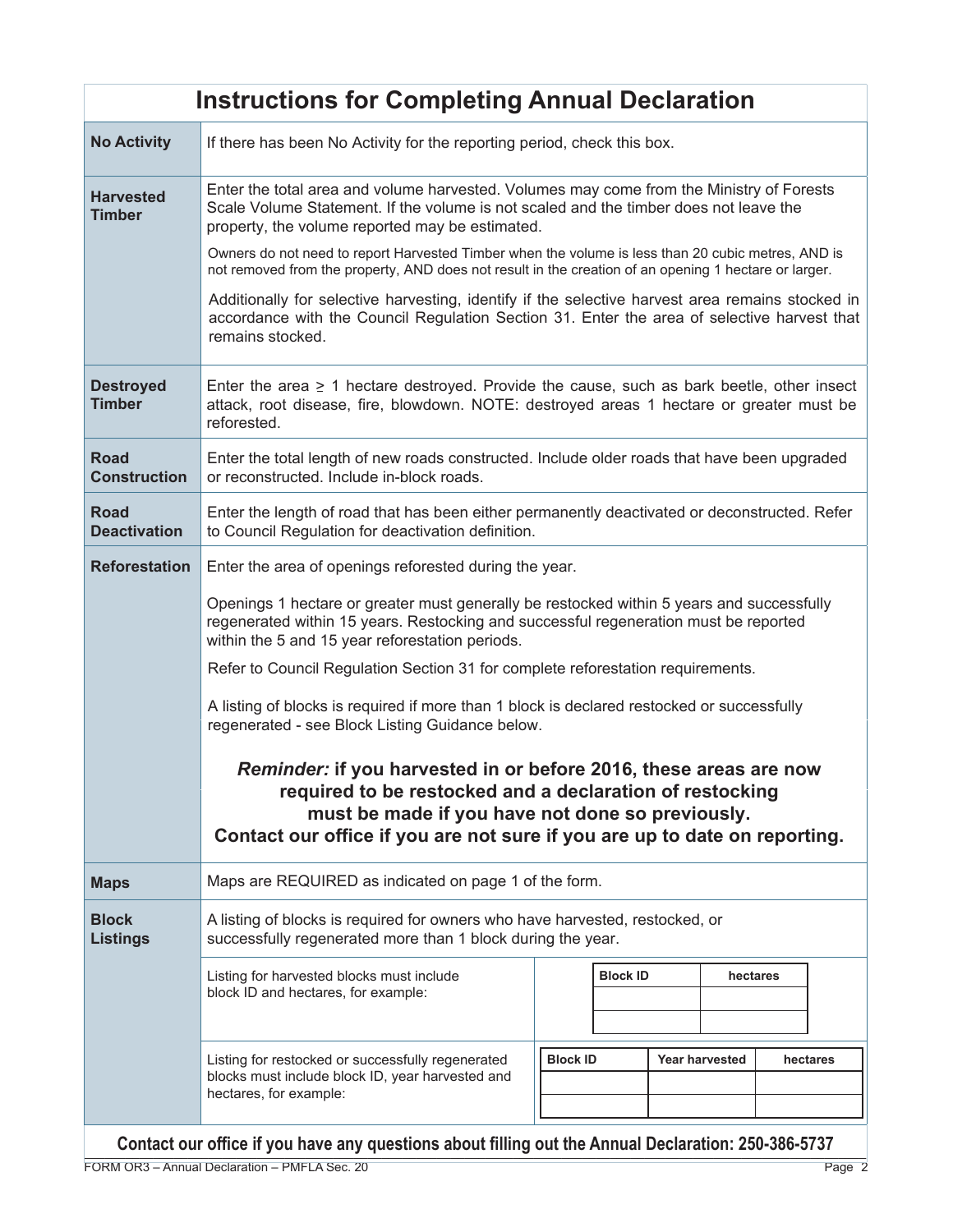# Instructions for Completing Annual Declaration

| | |
|---|---|
| **No Activity** | If there has been No Activity for the reporting period, check this box. |
| **Harvested Timber** | Enter the total area and volume harvested. Volumes may come from the Ministry of Forests Scale Volume Statement. If the volume is not scaled and the timber does not leave the property, the volume reported may be estimated.<br><br>Owners do not need to report Harvested Timber when the volume is less than 20 cubic metres, AND is not removed from the property, AND does not result in the creation of an opening 1 hectare or larger.<br><br>Additionally for selective harvesting, identify if the selective harvest area remains stocked in accordance with the Council Regulation Section 31. Enter the area of selective harvest that remains stocked. |
| **Destroyed Timber** | Enter the area ≥ 1 hectare destroyed. Provide the cause, such as bark beetle, other insect attack, root disease, fire, blowdown. NOTE: destroyed areas 1 hectare or greater must be reforested. |
| **Road Construction** | Enter the total length of new roads constructed. Include older roads that have been upgraded or reconstructed. Include in-block roads. |
| **Road Deactivation** | Enter the length of road that has been either permanently deactivated or deconstructed. Refer to Council Regulation for deactivation definition. |
| **Reforestation** | Enter the area of openings reforested during the year.<br><br>Openings 1 hectare or greater must generally be restocked within 5 years and successfully regenerated within 15 years. Restocking and successful regeneration must be reported within the 5 and 15 year reforestation periods.<br><br>Refer to Council Regulation Section 31 for complete reforestation requirements.<br><br>A listing of blocks is required if more than 1 block is declared restocked or successfully regenerated - see Block Listing Guidance below.<br><br>***Reminder:* if you harvested in or before 2016, these areas are now required to be restocked and a declaration of restocking must be made if you have not done so previously. Contact our office if you are not sure if you are up to date on reporting.** |
| **Maps** | Maps are REQUIRED as indicated on page 1 of the form. |
| **Block Listings** | A listing of blocks is required for owners who have harvested, restocked, or successfully regenerated more than 1 block during the year. |

Listing for harvested blocks must include block ID and hectares, for example:

| Block ID | hectares |
|---|---|
| | |
| | |

Listing for restocked or successfully regenerated blocks must include block ID, year harvested and hectares, for example:

| Block ID | Year harvested | hectares |
|---|---|---|
| | | |
| | | |

**Contact our office if you have any questions about filling out the Annual Declaration: 250-386-5737**

FORM OR3 – Annual Declaration – PMFLA Sec. 20